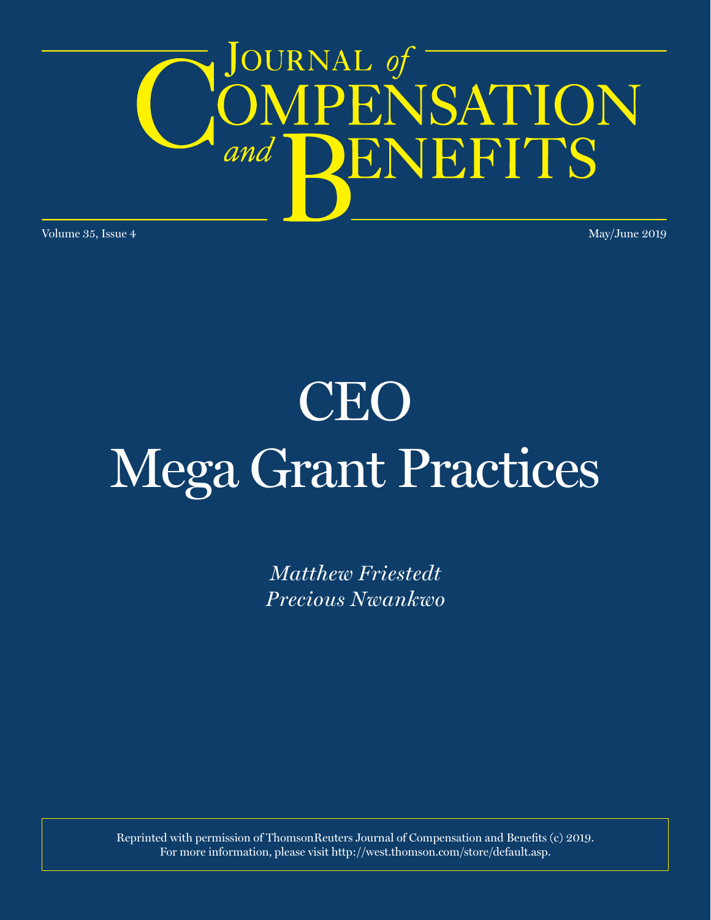# Journal of Compensation and Benefits

Volume 35, Issue 4

May/June 2019

# CEO Mega Grant Practices

*Matthew Friestedt*
*Precious Nwankwo*

Reprinted with permission of ThomsonReuters Journal of Compensation and Benefits (c) 2019.
For more information, please visit http://west.thomson.com/store/default.asp.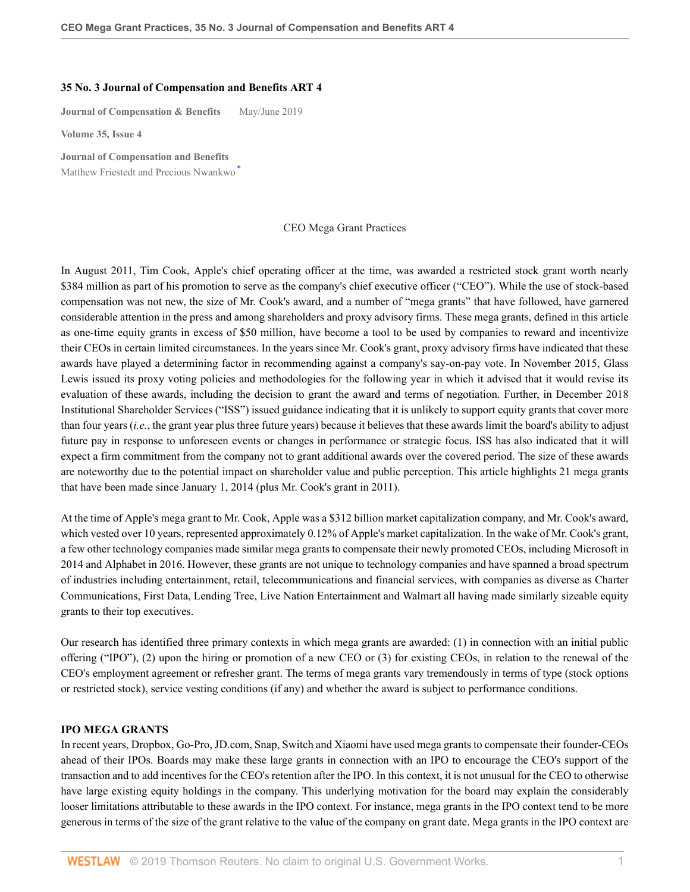**35 No. 3 Journal of Compensation and Benefits ART 4**

**Journal of Compensation & Benefits** | May/June 2019

**Volume 35, Issue 4**

**Journal of Compensation and Benefits**
Matthew Friestedt and Precious Nwankwo [*]

CEO Mega Grant Practices

In August 2011, Tim Cook, Apple's chief operating officer at the time, was awarded a restricted stock grant worth nearly $384 million as part of his promotion to serve as the company's chief executive officer ("CEO"). While the use of stock-based compensation was not new, the size of Mr. Cook's award, and a number of "mega grants" that have followed, have garnered considerable attention in the press and among shareholders and proxy advisory firms. These mega grants, defined in this article as one-time equity grants in excess of $50 million, have become a tool to be used by companies to reward and incentivize their CEOs in certain limited circumstances. In the years since Mr. Cook's grant, proxy advisory firms have indicated that these awards have played a determining factor in recommending against a company's say-on-pay vote. In November 2015, Glass Lewis issued its proxy voting policies and methodologies for the following year in which it advised that it would revise its evaluation of these awards, including the decision to grant the award and terms of negotiation. Further, in December 2018 Institutional Shareholder Services ("ISS") issued guidance indicating that it is unlikely to support equity grants that cover more than four years (*i.e.*, the grant year plus three future years) because it believes that these awards limit the board's ability to adjust future pay in response to unforeseen events or changes in performance or strategic focus. ISS has also indicated that it will expect a firm commitment from the company not to grant additional awards over the covered period. The size of these awards are noteworthy due to the potential impact on shareholder value and public perception. This article highlights 21 mega grants that have been made since January 1, 2014 (plus Mr. Cook's grant in 2011).

At the time of Apple's mega grant to Mr. Cook, Apple was a $312 billion market capitalization company, and Mr. Cook's award, which vested over 10 years, represented approximately 0.12% of Apple's market capitalization. In the wake of Mr. Cook's grant, a few other technology companies made similar mega grants to compensate their newly promoted CEOs, including Microsoft in 2014 and Alphabet in 2016. However, these grants are not unique to technology companies and have spanned a broad spectrum of industries including entertainment, retail, telecommunications and financial services, with companies as diverse as Charter Communications, First Data, Lending Tree, Live Nation Entertainment and Walmart all having made similarly sizeable equity grants to their top executives.

Our research has identified three primary contexts in which mega grants are awarded: (1) in connection with an initial public offering ("IPO"), (2) upon the hiring or promotion of a new CEO or (3) for existing CEOs, in relation to the renewal of the CEO's employment agreement or refresher grant. The terms of mega grants vary tremendously in terms of type (stock options or restricted stock), service vesting conditions (if any) and whether the award is subject to performance conditions.

**IPO MEGA GRANTS**

In recent years, Dropbox, Go-Pro, JD.com, Snap, Switch and Xiaomi have used mega grants to compensate their founder-CEOs ahead of their IPOs. Boards may make these large grants in connection with an IPO to encourage the CEO's support of the transaction and to add incentives for the CEO's retention after the IPO. In this context, it is not unusual for the CEO to otherwise have large existing equity holdings in the company. This underlying motivation for the board may explain the considerably looser limitations attributable to these awards in the IPO context. For instance, mega grants in the IPO context tend to be more generous in terms of the size of the grant relative to the value of the company on grant date. Mega grants in the IPO context are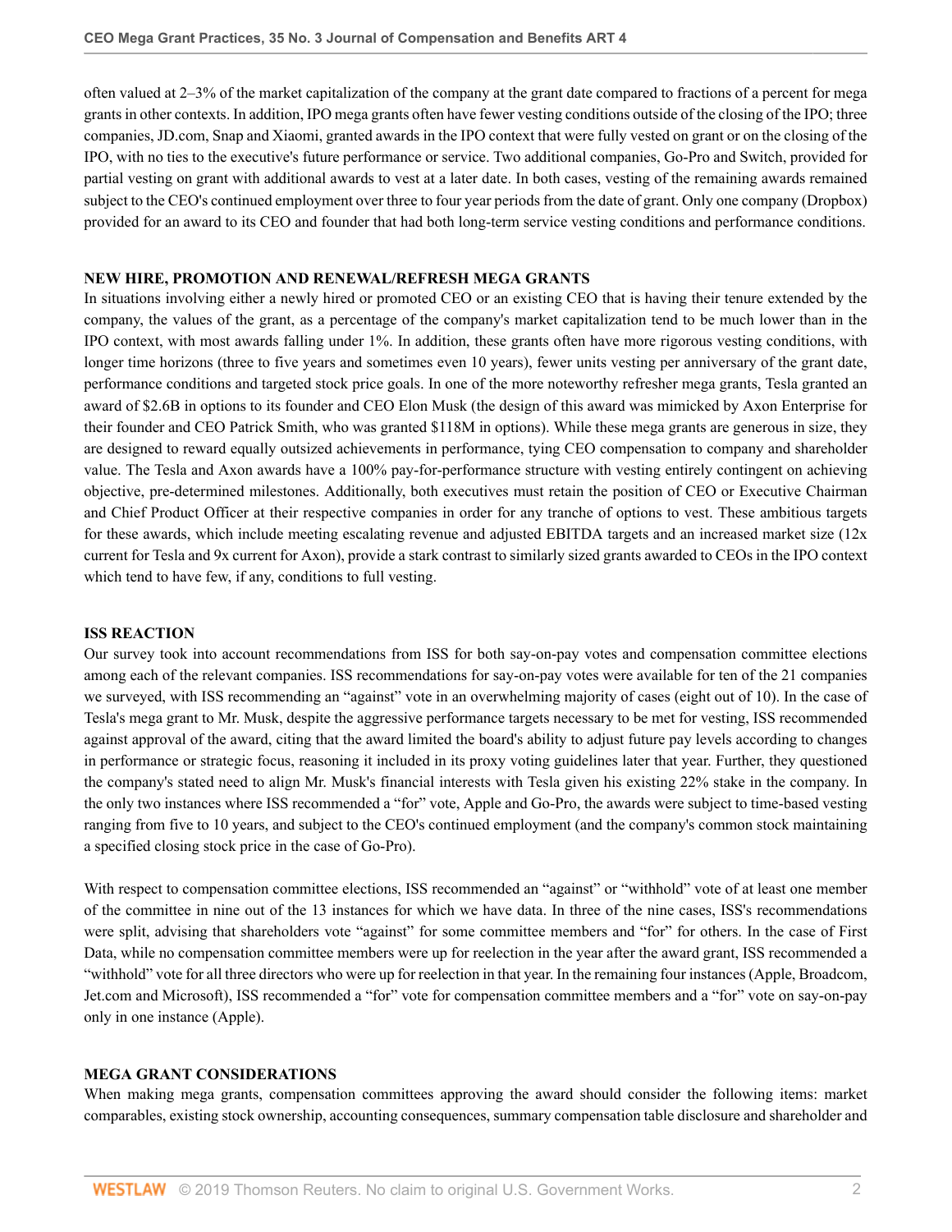often valued at 2–3% of the market capitalization of the company at the grant date compared to fractions of a percent for mega grants in other contexts. In addition, IPO mega grants often have fewer vesting conditions outside of the closing of the IPO; three companies, JD.com, Snap and Xiaomi, granted awards in the IPO context that were fully vested on grant or on the closing of the IPO, with no ties to the executive's future performance or service. Two additional companies, Go-Pro and Switch, provided for partial vesting on grant with additional awards to vest at a later date. In both cases, vesting of the remaining awards remained subject to the CEO's continued employment over three to four year periods from the date of grant. Only one company (Dropbox) provided for an award to its CEO and founder that had both long-term service vesting conditions and performance conditions.

## NEW HIRE, PROMOTION AND RENEWAL/REFRESH MEGA GRANTS

In situations involving either a newly hired or promoted CEO or an existing CEO that is having their tenure extended by the company, the values of the grant, as a percentage of the company's market capitalization tend to be much lower than in the IPO context, with most awards falling under 1%. In addition, these grants often have more rigorous vesting conditions, with longer time horizons (three to five years and sometimes even 10 years), fewer units vesting per anniversary of the grant date, performance conditions and targeted stock price goals. In one of the more noteworthy refresher mega grants, Tesla granted an award of $2.6B in options to its founder and CEO Elon Musk (the design of this award was mimicked by Axon Enterprise for their founder and CEO Patrick Smith, who was granted $118M in options). While these mega grants are generous in size, they are designed to reward equally outsized achievements in performance, tying CEO compensation to company and shareholder value. The Tesla and Axon awards have a 100% pay-for-performance structure with vesting entirely contingent on achieving objective, pre-determined milestones. Additionally, both executives must retain the position of CEO or Executive Chairman and Chief Product Officer at their respective companies in order for any tranche of options to vest. These ambitious targets for these awards, which include meeting escalating revenue and adjusted EBITDA targets and an increased market size (12x current for Tesla and 9x current for Axon), provide a stark contrast to similarly sized grants awarded to CEOs in the IPO context which tend to have few, if any, conditions to full vesting.

## ISS REACTION

Our survey took into account recommendations from ISS for both say-on-pay votes and compensation committee elections among each of the relevant companies. ISS recommendations for say-on-pay votes were available for ten of the 21 companies we surveyed, with ISS recommending an "against" vote in an overwhelming majority of cases (eight out of 10). In the case of Tesla's mega grant to Mr. Musk, despite the aggressive performance targets necessary to be met for vesting, ISS recommended against approval of the award, citing that the award limited the board's ability to adjust future pay levels according to changes in performance or strategic focus, reasoning it included in its proxy voting guidelines later that year. Further, they questioned the company's stated need to align Mr. Musk's financial interests with Tesla given his existing 22% stake in the company. In the only two instances where ISS recommended a "for" vote, Apple and Go-Pro, the awards were subject to time-based vesting ranging from five to 10 years, and subject to the CEO's continued employment (and the company's common stock maintaining a specified closing stock price in the case of Go-Pro).

With respect to compensation committee elections, ISS recommended an "against" or "withhold" vote of at least one member of the committee in nine out of the 13 instances for which we have data. In three of the nine cases, ISS's recommendations were split, advising that shareholders vote "against" for some committee members and "for" for others. In the case of First Data, while no compensation committee members were up for reelection in the year after the award grant, ISS recommended a "withhold" vote for all three directors who were up for reelection in that year. In the remaining four instances (Apple, Broadcom, Jet.com and Microsoft), ISS recommended a "for" vote for compensation committee members and a "for" vote on say-on-pay only in one instance (Apple).

## MEGA GRANT CONSIDERATIONS

When making mega grants, compensation committees approving the award should consider the following items: market comparables, existing stock ownership, accounting consequences, summary compensation table disclosure and shareholder and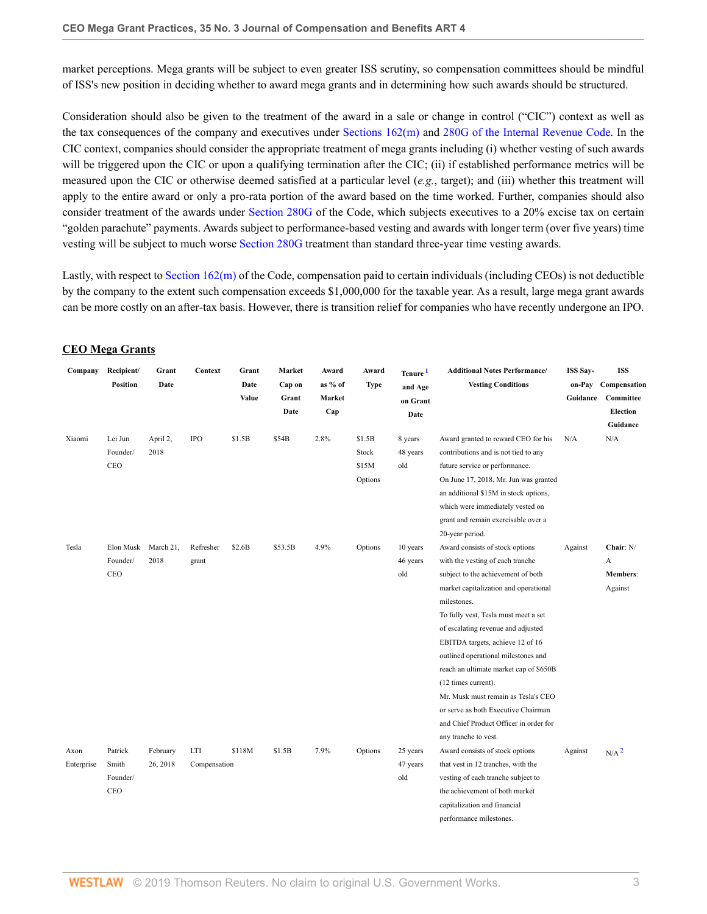market perceptions. Mega grants will be subject to even greater ISS scrutiny, so compensation committees should be mindful of ISS's new position in deciding whether to award mega grants and in determining how such awards should be structured.

Consideration should also be given to the treatment of the award in a sale or change in control ("CIC") context as well as the tax consequences of the company and executives under Sections 162(m) and 280G of the Internal Revenue Code. In the CIC context, companies should consider the appropriate treatment of mega grants including (i) whether vesting of such awards will be triggered upon the CIC or upon a qualifying termination after the CIC; (ii) if established performance metrics will be measured upon the CIC or otherwise deemed satisfied at a particular level (*e.g.*, target); and (iii) whether this treatment will apply to the entire award or only a pro-rata portion of the award based on the time worked. Further, companies should also consider treatment of the awards under Section 280G of the Code, which subjects executives to a 20% excise tax on certain "golden parachute" payments. Awards subject to performance-based vesting and awards with longer term (over five years) time vesting will be subject to much worse Section 280G treatment than standard three-year time vesting awards.

Lastly, with respect to Section 162(m) of the Code, compensation paid to certain individuals (including CEOs) is not deductible by the company to the extent such compensation exceeds $1,000,000 for the taxable year. As a result, large mega grant awards can be more costly on an after-tax basis. However, there is transition relief for companies who have recently undergone an IPO.

## CEO Mega Grants

| Company | Recipient/ Position | Grant Date | Context | Grant Date Value | Market Cap on Grant Date | Award as % of Market Cap | Award Type | Tenure[1] and Age on Grant Date | Additional Notes Performance/ Vesting Conditions | ISS Say-on-Pay Guidance | ISS Compensation Committee Election Guidance |
|---|---|---|---|---|---|---|---|---|---|---|---|
| Xiaomi | Lei Jun Founder/ CEO | April 2, 2018 | IPO | $1.5B | $54B | 2.8% | $1.5B Stock $15M Options | 8 years 48 years old | Award granted to reward CEO for his contributions and is not tied to any future service or performance. On June 17, 2018, Mr. Jun was granted an additional $15M in stock options, which were immediately vested on grant and remain exercisable over a 20-year period. | N/A | N/A |
| Tesla | Elon Musk Founder/ CEO | March 21, 2018 | Refresher grant | $2.6B | $53.5B | 4.9% | Options | 10 years 46 years old | Award consists of stock options with the vesting of each tranche subject to the achievement of both market capitalization and operational milestones. To fully vest, Tesla must meet a set of escalating revenue and adjusted EBITDA targets, achieve 12 of 16 outlined operational milestones and reach an ultimate market cap of $650B (12 times current). Mr. Musk must remain as Tesla's CEO or serve as both Executive Chairman and Chief Product Officer in order for any tranche to vest. | Against | **Chair**: N/A **Members**: Against |
| Axon Enterprise | Patrick Smith Founder/ CEO | February 26, 2018 | LTI Compensation | $118M | $1.5B | 7.9% | Options | 25 years 47 years old | Award consists of stock options that vest in 12 tranches, with the vesting of each tranche subject to the achievement of both market capitalization and financial performance milestones. | Against | N/A[2] |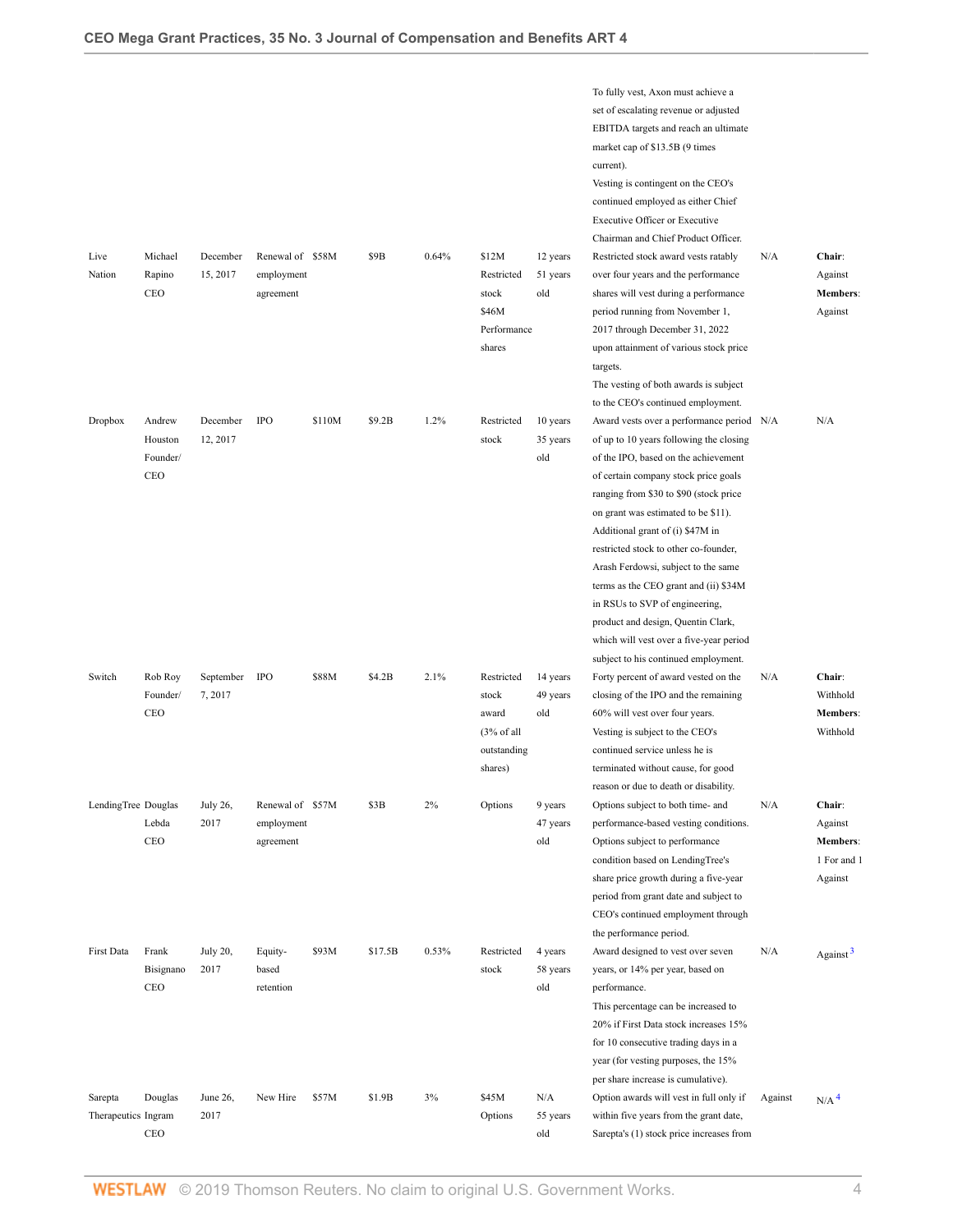| | | | | | | | | | | | |
|---|---|---|---|---|---|---|---|---|---|---|---|
| | | | | | | | | | To fully vest, Axon must achieve a set of escalating revenue or adjusted EBITDA targets and reach an ultimate market cap of $13.5B (9 times current). Vesting is contingent on the CEO's continued employed as either Chief Executive Officer or Executive Chairman and Chief Product Officer. | | |
| Live Nation | Michael Rapino CEO | December 15, 2017 | Renewal of employment agreement | $58M | $9B | 0.64% | $12M Restricted stock $46M Performance shares | 12 years 51 years old | Restricted stock award vests ratably over four years and the performance shares will vest during a performance period running from November 1, 2017 through December 31, 2022 upon attainment of various stock price targets. The vesting of both awards is subject to the CEO's continued employment. | N/A | **Chair**: Against **Members**: Against |
| Dropbox | Andrew Houston Founder/ CEO | December 12, 2017 | IPO | $110M | $9.2B | 1.2% | Restricted stock | 10 years 35 years old | Award vests over a performance period of up to 10 years following the closing of the IPO, based on the achievement of certain company stock price goals ranging from $30 to $90 (stock price on grant was estimated to be $11). Additional grant of (i) $47M in restricted stock to other co-founder, Arash Ferdowsi, subject to the same terms as the CEO grant and (ii) $34M in RSUs to SVP of engineering, product and design, Quentin Clark, which will vest over a five-year period subject to his continued employment. | N/A | N/A |
| Switch | Rob Roy Founder/ CEO | September 7, 2017 | IPO | $88M | $4.2B | 2.1% | Restricted stock award (3% of all outstanding shares) | 14 years 49 years old | Forty percent of award vested on the closing of the IPO and the remaining 60% will vest over four years. Vesting is subject to the CEO's continued service unless he is terminated without cause, for good reason or due to death or disability. | N/A | **Chair**: Withhold **Members**: Withhold |
| LendingTree | Douglas Lebda CEO | July 26, 2017 | Renewal of employment agreement | $57M | $3B | 2% | Options | 9 years 47 years old | Options subject to both time- and performance-based vesting conditions. Options subject to performance condition based on LendingTree's share price growth during a five-year period from grant date and subject to CEO's continued employment through the performance period. | N/A | **Chair**: Against **Members**: 1 For and 1 Against |
| First Data | Frank Bisignano CEO | July 20, 2017 | Equity-based retention | $93M | $17.5B | 0.53% | Restricted stock | 4 years 58 years old | Award designed to vest over seven years, or 14% per year, based on performance. This percentage can be increased to 20% if First Data stock increases 15% for 10 consecutive trading days in a year (for vesting purposes, the 15% per share increase is cumulative). | N/A | Against [3] |
| Sarepta Therapeutics | Douglas Ingram CEO | June 26, 2017 | New Hire | $57M | $1.9B | 3% | $45M Options | N/A 55 years old | Option awards will vest in full only if within five years from the grant date, Sarepta's (1) stock price increases from | Against | N/A [4] |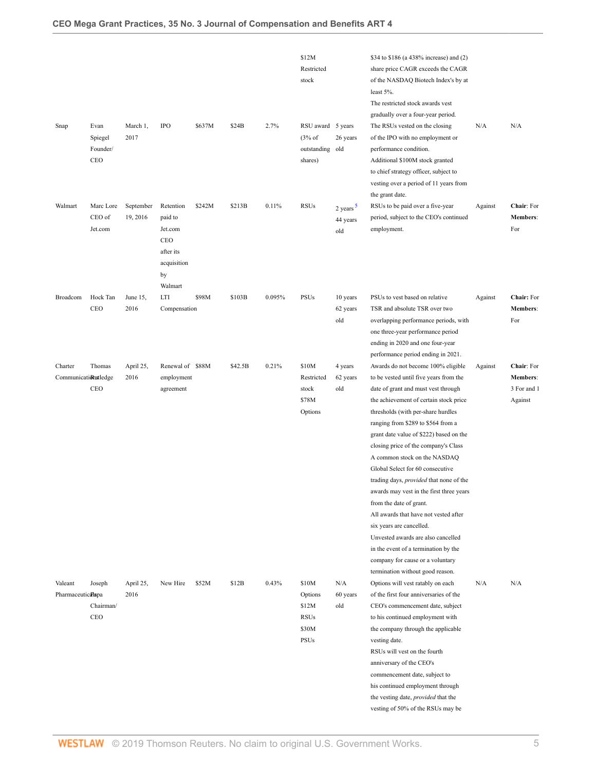| | | | | | | | | | | | |
|---|---|---|---|---|---|---|---|---|---|---|---|
| | | | | | | | $12M Restricted stock | | $34 to $186 (a 438% increase) and (2) share price CAGR exceeds the CAGR of the NASDAQ Biotech Index's by at least 5%. The restricted stock awards vest gradually over a four-year period. | | |
| Snap | Evan Spiegel Founder/ CEO | March 1, 2017 | IPO | $637M | $24B | 2.7% | RSU award (3% of outstanding shares) | 5 years 26 years old | The RSUs vested on the closing of the IPO with no employment or performance condition. Additional $100M stock granted to chief strategy officer, subject to vesting over a period of 11 years from the grant date. | N/A | N/A |
| Walmart | Marc Lore CEO of Jet.com | September 19, 2016 | Retention paid to Jet.com CEO after its acquisition by Walmart | $242M | $213B | 0.11% | RSUs | 2 years[5] 44 years old | RSUs to be paid over a five-year period, subject to the CEO's continued employment. | Against | **Chair**: For **Members**: For |
| Broadcom | Hock Tan CEO | June 15, 2016 | LTI Compensation | $98M | $103B | 0.095% | PSUs | 10 years 62 years old | PSUs to vest based on relative TSR and absolute TSR over two overlapping performance periods, with one three-year performance period ending in 2020 and one four-year performance period ending in 2021. | Against | **Chair:** For **Members**: For |
| Charter Communications | Thomas Rutledge CEO | April 25, 2016 | Renewal of employment agreement | $88M | $42.5B | 0.21% | $10M Restricted stock $78M Options | 4 years 62 years old | Awards do not become 100% eligible to be vested until five years from the date of grant and must vest through the achievement of certain stock price thresholds (with per-share hurdles ranging from $289 to $564 from a grant date value of $222) based on the closing price of the company's Class A common stock on the NASDAQ Global Select for 60 consecutive trading days, *provided* that none of the awards may vest in the first three years from the date of grant. All awards that have not vested after six years are cancelled. Unvested awards are also cancelled in the event of a termination by the company for cause or a voluntary termination without good reason. | Against | **Chair**: For **Members**: 3 For and 1 Against |
| Valeant Pharmaceuticals | Joseph Papa Chairman/ CEO | April 25, 2016 | New Hire | $52M | $12B | 0.43% | $10M Options $12M RSUs $30M PSUs | N/A 60 years old | Options will vest ratably on each of the first four anniversaries of the CEO's commencement date, subject to his continued employment with the company through the applicable vesting date. RSUs will vest on the fourth anniversary of the CEO's commencement date, subject to his continued employment through the vesting date, *provided* that the vesting of 50% of the RSUs may be | N/A | N/A |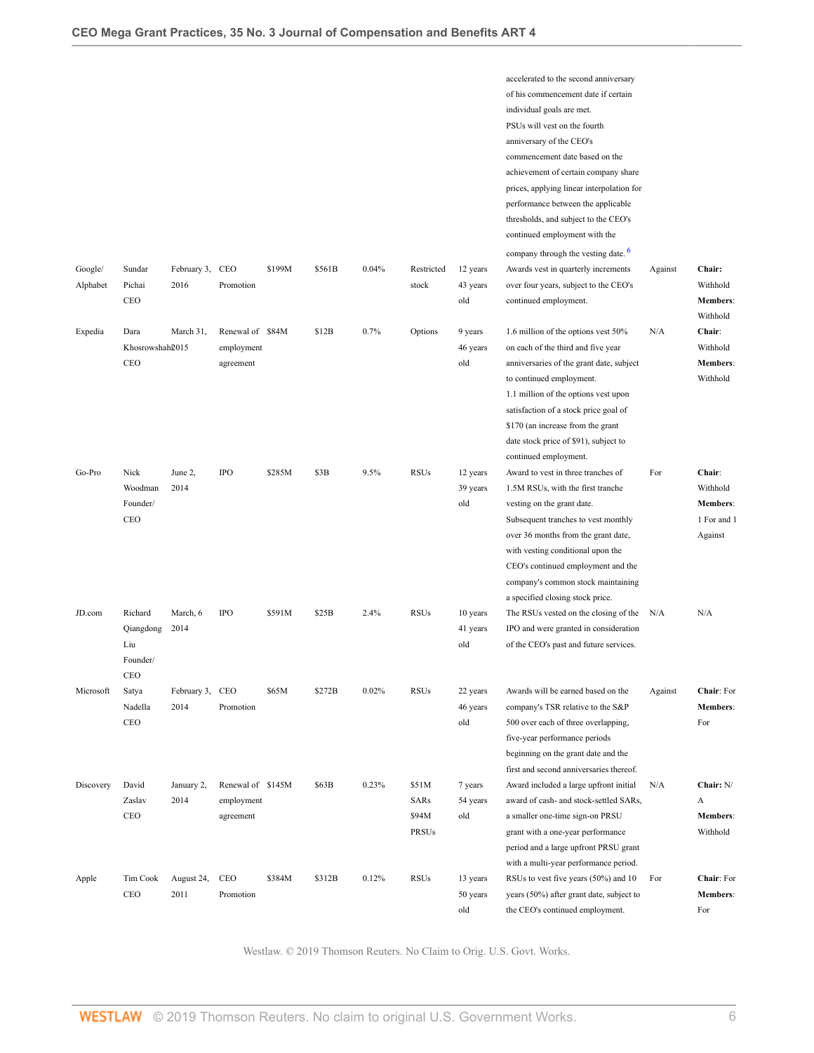| | | | | | | | | | | | |
|---|---|---|---|---|---|---|---|---|---|---|---|
| | | | | | | | | | accelerated to the second anniversary of his commencement date if certain individual goals are met. PSUs will vest on the fourth anniversary of the CEO's commencement date based on the achievement of certain company share prices, applying linear interpolation for performance between the applicable thresholds, and subject to the CEO's continued employment with the company through the vesting date. [6] | | |
| Google/ Alphabet | Sundar Pichai CEO | February 3, 2016 | CEO Promotion | $199M | $561B | 0.04% | Restricted stock | 12 years 43 years old | Awards vest in quarterly increments over four years, subject to the CEO's continued employment. | Against | **Chair:** Withhold **Members**: Withhold |
| Expedia | Dara Khosrowshahi CEO | March 31, 2015 | Renewal of employment agreement | $84M | $12B | 0.7% | Options | 9 years 46 years old | 1.6 million of the options vest 50% on each of the third and five year anniversaries of the grant date, subject to continued employment. 1.1 million of the options vest upon satisfaction of a stock price goal of $170 (an increase from the grant date stock price of $91), subject to continued employment. | N/A | **Chair**: Withhold **Members**: Withhold |
| Go-Pro | Nick Woodman Founder/ CEO | June 2, 2014 | IPO | $285M | $3B | 9.5% | RSUs | 12 years 39 years old | Award to vest in three tranches of 1.5M RSUs, with the first tranche vesting on the grant date. Subsequent tranches to vest monthly over 36 months from the grant date, with vesting conditional upon the CEO's continued employment and the company's common stock maintaining a specified closing stock price. | For | **Chair**: Withhold **Members**: 1 For and 1 Against |
| JD.com | Richard Qiangdong Liu Founder/ CEO | March, 6 2014 | IPO | $591M | $25B | 2.4% | RSUs | 10 years 41 years old | The RSUs vested on the closing of the IPO and were granted in consideration of the CEO's past and future services. | N/A | N/A |
| Microsoft | Satya Nadella CEO | February 3, 2014 | CEO Promotion | $65M | $272B | 0.02% | RSUs | 22 years 46 years old | Awards will be earned based on the company's TSR relative to the S&P 500 over each of three overlapping, five-year performance periods beginning on the grant date and the first and second anniversaries thereof. | Against | **Chair**: For **Members**: For |
| Discovery | David Zaslav CEO | January 2, 2014 | Renewal of employment agreement | $145M | $63B | 0.23% | $51M SARs $94M PRSUs | 7 years 54 years old | Award included a large upfront initial award of cash- and stock-settled SARs, a smaller one-time sign-on PRSU grant with a one-year performance period and a large upfront PRSU grant with a multi-year performance period. | N/A | **Chair:** N/A **Members**: Withhold |
| Apple | Tim Cook CEO | August 24, 2011 | CEO Promotion | $384M | $312B | 0.12% | RSUs | 13 years 50 years old | RSUs to vest five years (50%) and 10 years (50%) after grant date, subject to the CEO's continued employment. | For | **Chair**: For **Members**: For |

Westlaw. © 2019 Thomson Reuters. No Claim to Orig. U.S. Govt. Works.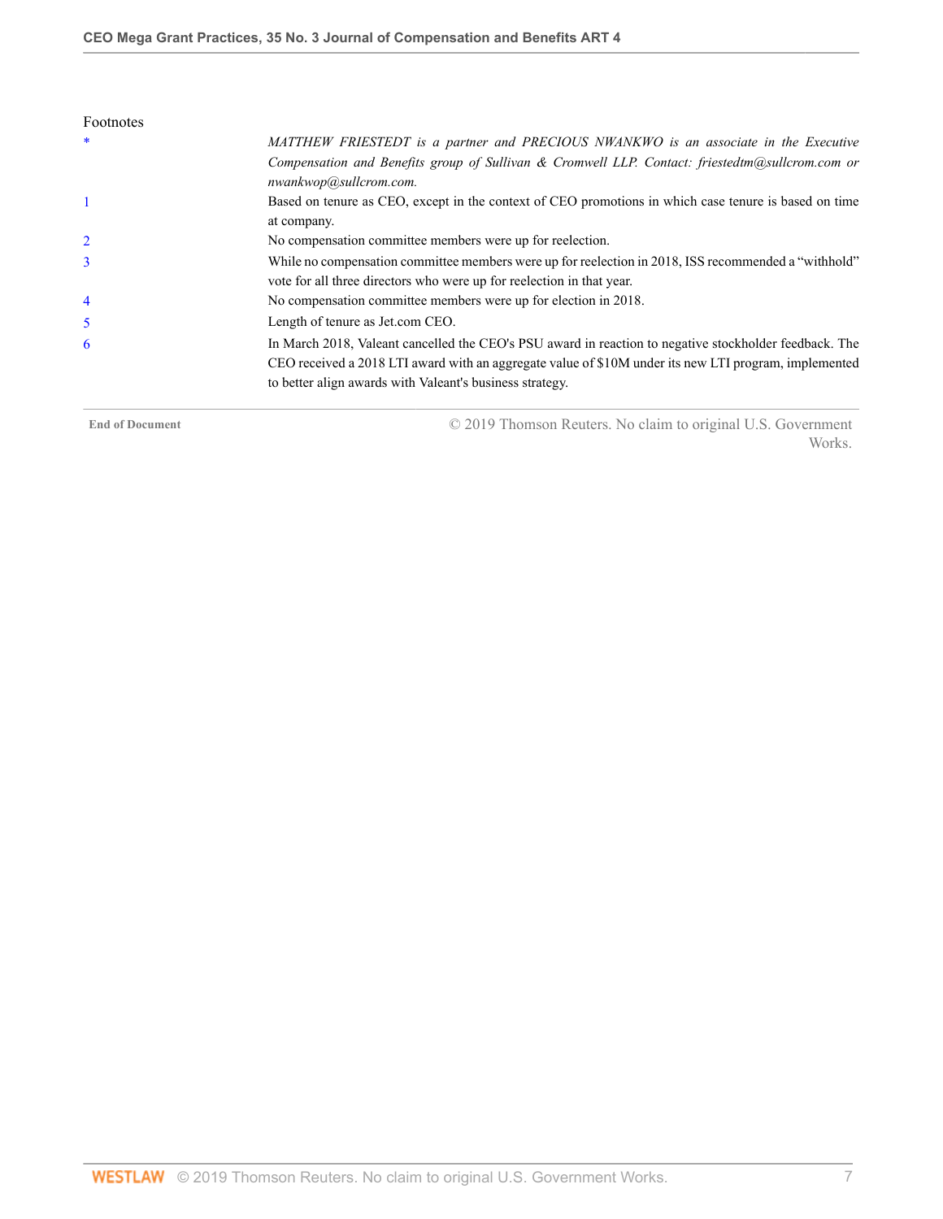Footnotes

\* *MATTHEW FRIESTEDT is a partner and PRECIOUS NWANKWO is an associate in the Executive Compensation and Benefits group of Sullivan & Cromwell LLP. Contact: friestedtm@sullcrom.com or nwankwop@sullcrom.com.*

1 Based on tenure as CEO, except in the context of CEO promotions in which case tenure is based on time at company.

2 No compensation committee members were up for reelection.

3 While no compensation committee members were up for reelection in 2018, ISS recommended a "withhold" vote for all three directors who were up for reelection in that year.

4 No compensation committee members were up for election in 2018.

5 Length of tenure as Jet.com CEO.

6 In March 2018, Valeant cancelled the CEO's PSU award in reaction to negative stockholder feedback. The CEO received a 2018 LTI award with an aggregate value of $10M under its new LTI program, implemented to better align awards with Valeant's business strategy.

**End of Document** © 2019 Thomson Reuters. No claim to original U.S. Government Works.